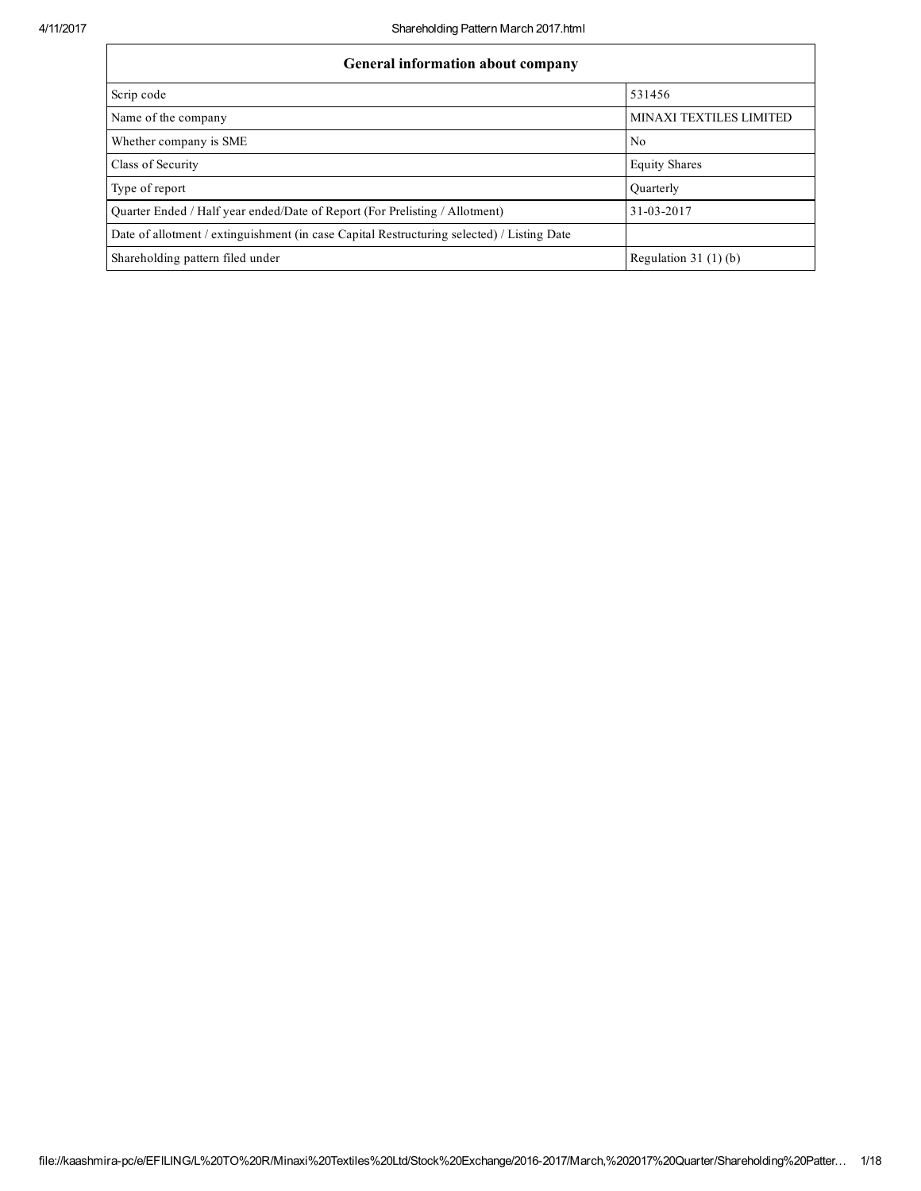| General information about company | |
| --- | --- |
| Scrip code | 531456 |
| Name of the company | MINAXI TEXTILES LIMITED |
| Whether company is SME | No |
| Class of Security | Equity Shares |
| Type of report | Quarterly |
| Quarter Ended / Half year ended/Date of Report (For Prelisting / Allotment) | 31-03-2017 |
| Date of allotment / extinguishment (in case Capital Restructuring selected) / Listing Date | |
| Shareholding pattern filed under | Regulation 31 (1) (b) |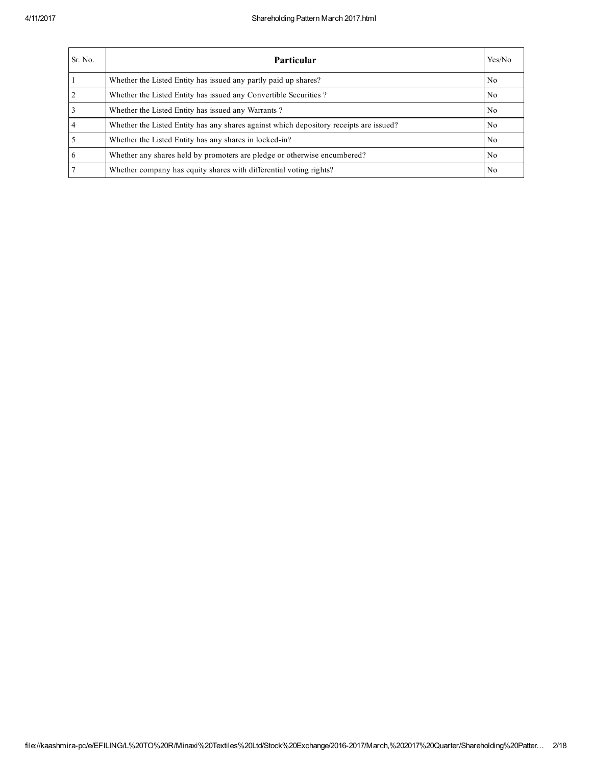| Sr. No. | Particular | Yes/No |
|---|---|---|
| 1 | Whether the Listed Entity has issued any partly paid up shares? | No |
| 2 | Whether the Listed Entity has issued any Convertible Securities ? | No |
| 3 | Whether the Listed Entity has issued any Warrants ? | No |
| 4 | Whether the Listed Entity has any shares against which depository receipts are issued? | No |
| 5 | Whether the Listed Entity has any shares in locked-in? | No |
| 6 | Whether any shares held by promoters are pledge or otherwise encumbered? | No |
| 7 | Whether company has equity shares with differential voting rights? | No |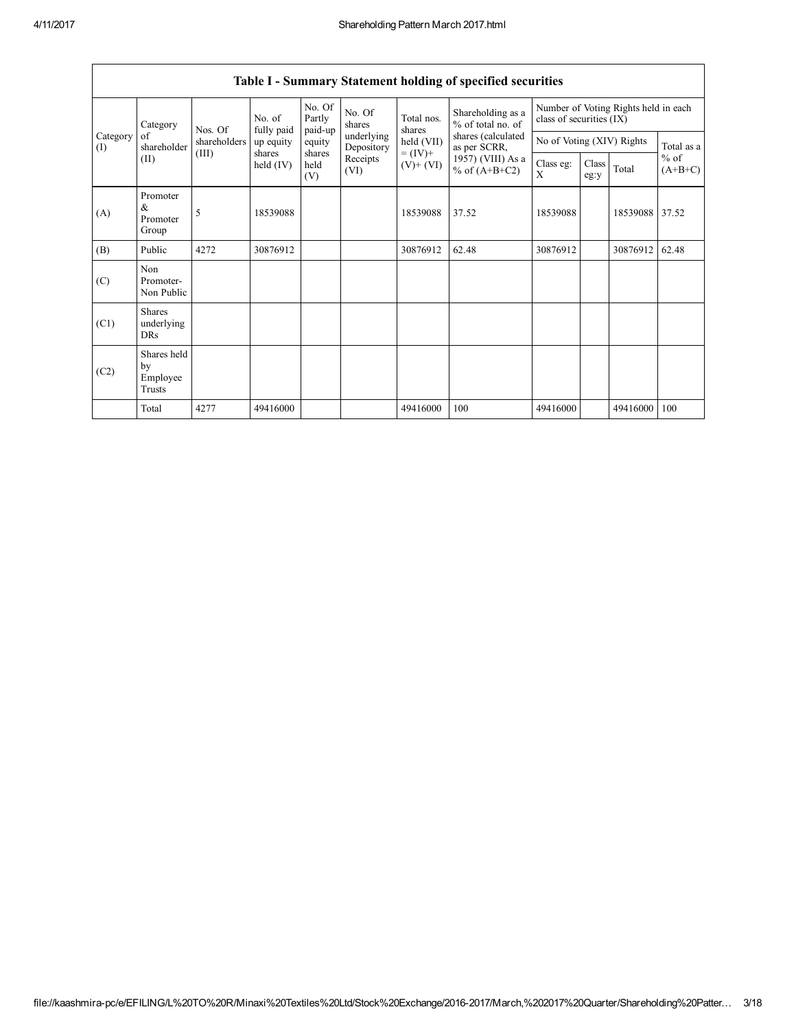## Table I - Summary Statement holding of specified securities

| Category (I) | Category of shareholder (II) | Nos. Of shareholders (III) | No. of fully paid up equity shares held (IV) | No. Of Partly paid-up equity shares held (V) | No. Of shares underlying Depository Receipts (VI) | Total nos. shares held (VII) = (IV)+ (V)+ (VI) | Shareholding as a % of total no. of shares (calculated as per SCRR, 1957) (VIII) As a % of (A+B+C2) | Number of Voting Rights held in each class of securities (IX) | | | |
|---|---|---|---|---|---|---|---|---|---|---|---|
| | | | | | | | | No of Voting (XIV) Rights | | | Total as a % of (A+B+C) |
| | | | | | | | | Class eg: X | Class eg:y | Total | |
| (A) | Promoter & Promoter Group | 5 | 18539088 | | | 18539088 | 37.52 | 18539088 | | 18539088 | 37.52 |
| (B) | Public | 4272 | 30876912 | | | 30876912 | 62.48 | 30876912 | | 30876912 | 62.48 |
| (C) | Non Promoter- Non Public | | | | | | | | | | |
| (C1) | Shares underlying DRs | | | | | | | | | | |
| (C2) | Shares held by Employee Trusts | | | | | | | | | | |
| | Total | 4277 | 49416000 | | | 49416000 | 100 | 49416000 | | 49416000 | 100 |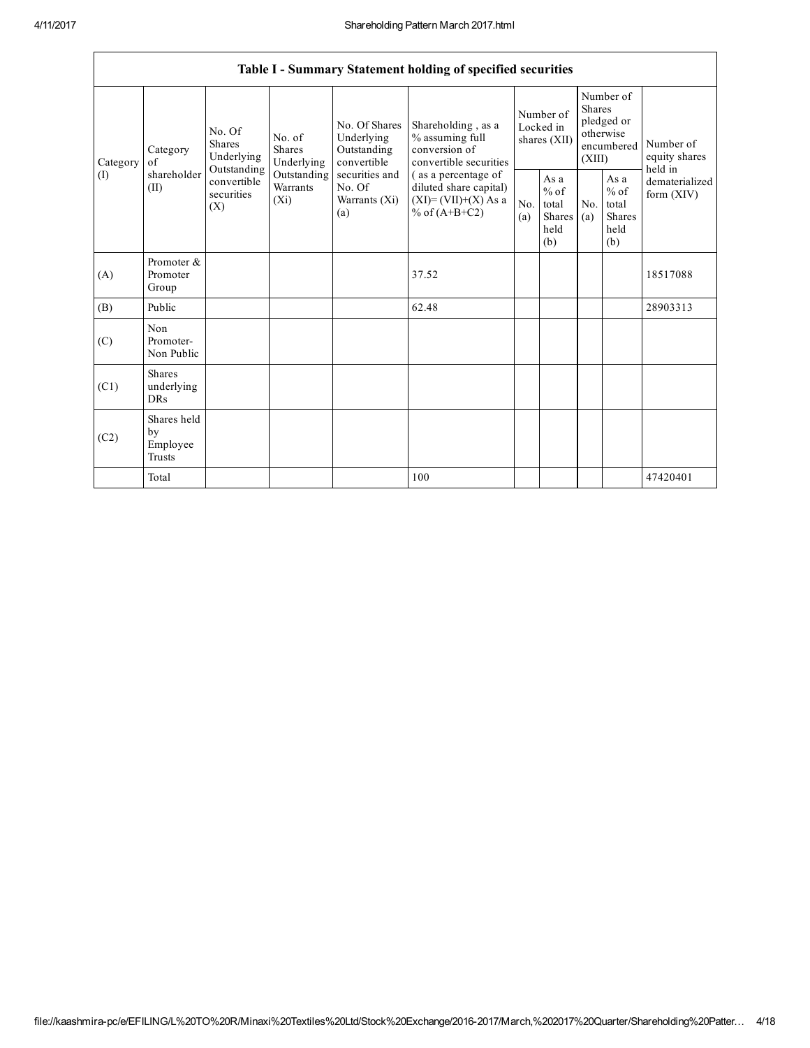| Table I - Summary Statement holding of specified securities | | | | | | | | | | | |
|---|---|---|---|---|---|---|---|---|---|---|---|
| Category (I) | Category of shareholder (II) | No. Of Shares Underlying Outstanding convertible securities (X) | No. of Shares Underlying Outstanding Warrants (Xi) | No. Of Shares Underlying Outstanding convertible securities and No. Of Warrants (Xi) (a) | Shareholding , as a % assuming full conversion of convertible securities ( as a percentage of diluted share capital) (XI)= (VII)+(X) As a % of (A+B+C2) | Number of Locked in shares (XII) | | Number of Shares pledged or otherwise encumbered (XIII) | | Number of equity shares held in dematerialized form (XIV) |
| | | | | | | No. (a) | As a % of total Shares held (b) | No. (a) | As a % of total Shares held (b) | |
| (A) | Promoter & Promoter Group | | | | 37.52 | | | | | 18517088 |
| (B) | Public | | | | 62.48 | | | | | 28903313 |
| (C) | Non Promoter- Non Public | | | | | | | | | |
| (C1) | Shares underlying DRs | | | | | | | | | |
| (C2) | Shares held by Employee Trusts | | | | | | | | | |
| | Total | | | | 100 | | | | | 47420401 |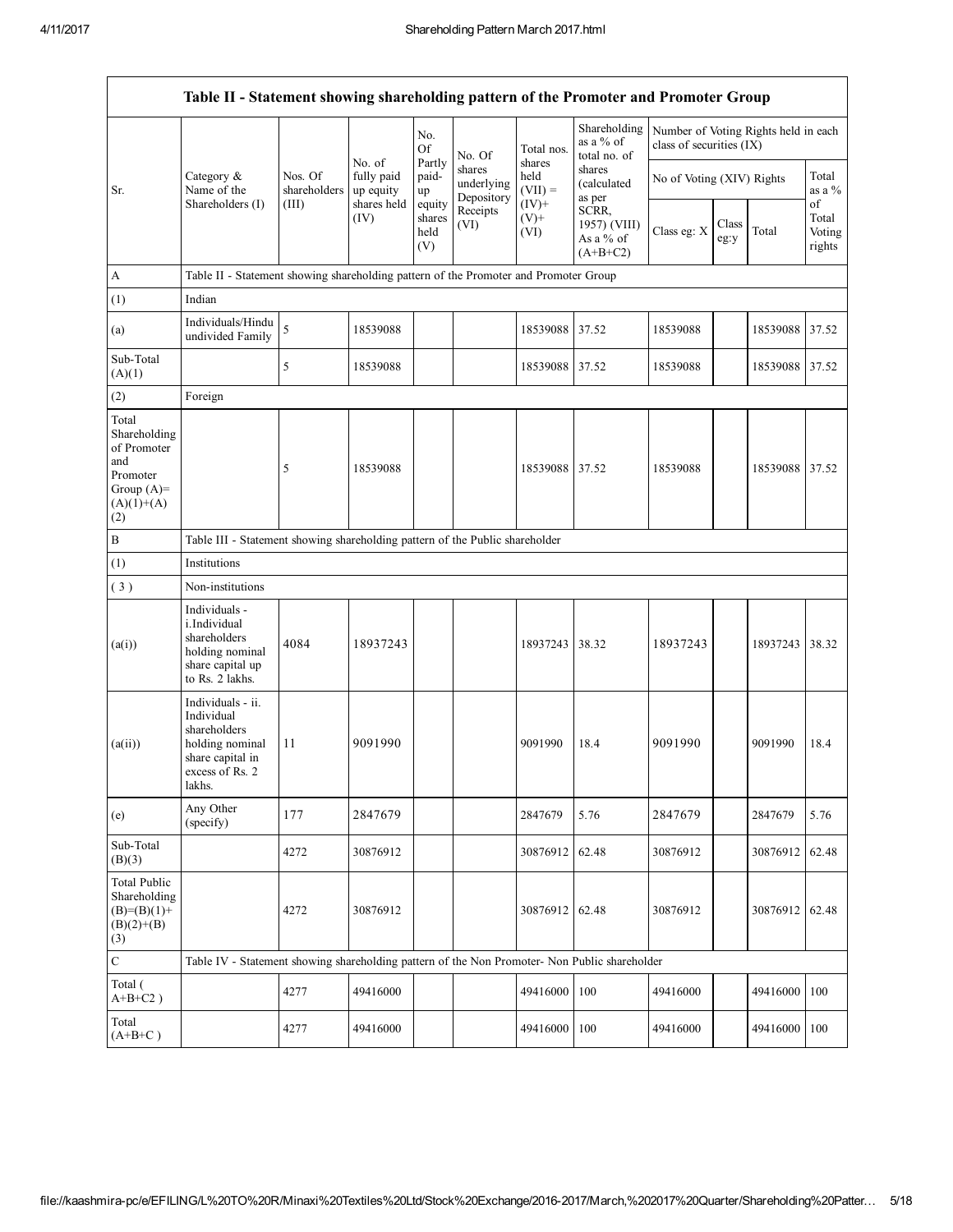| Table II - Statement showing shareholding pattern of the Promoter and Promoter Group | | | | | | | | | | | | |
|---|---|---|---|---|---|---|---|---|---|---|---|---|
| Sr. | Category & Name of the Shareholders (I) | Nos. Of shareholders (III) | No. of fully paid up equity shares held (IV) | No. Of Partly paid-up equity shares held (V) | No. Of shares underlying Depository Receipts (VI) | Total nos. shares held (VII) = (IV)+ (V)+ (VI) | Shareholding as a % of total no. of shares (calculated as per SCRR, 1957) (VIII) As a % of (A+B+C2) | Number of Voting Rights held in each class of securities (IX) | | | |
| | | | | | | | | No of Voting (XIV) Rights | | | Total as a % of Total Voting rights |
| | | | | | | | | Class eg: X | Class eg:y | Total | |
| A | Table II - Statement showing shareholding pattern of the Promoter and Promoter Group | | | | | | | | | | |
| (1) | Indian | | | | | | | | | | |
| (a) | Individuals/Hindu undivided Family | 5 | 18539088 | | | 18539088 | 37.52 | 18539088 | | 18539088 | 37.52 |
| Sub-Total (A)(1) | | 5 | 18539088 | | | 18539088 | 37.52 | 18539088 | | 18539088 | 37.52 |
| (2) | Foreign | | | | | | | | | | |
| Total Shareholding of Promoter and Promoter Group (A)=(A)(1)+(A)(2) | | 5 | 18539088 | | | 18539088 | 37.52 | 18539088 | | 18539088 | 37.52 |
| B | Table III - Statement showing shareholding pattern of the Public shareholder | | | | | | | | | | |
| (1) | Institutions | | | | | | | | | | |
| (3) | Non-institutions | | | | | | | | | | |
| (a(i)) | Individuals - i.Individual shareholders holding nominal share capital up to Rs. 2 lakhs. | 4084 | 18937243 | | | 18937243 | 38.32 | 18937243 | | 18937243 | 38.32 |
| (a(ii)) | Individuals - ii. Individual shareholders holding nominal share capital in excess of Rs. 2 lakhs. | 11 | 9091990 | | | 9091990 | 18.4 | 9091990 | | 9091990 | 18.4 |
| (e) | Any Other (specify) | 177 | 2847679 | | | 2847679 | 5.76 | 2847679 | | 2847679 | 5.76 |
| Sub-Total (B)(3) | | 4272 | 30876912 | | | 30876912 | 62.48 | 30876912 | | 30876912 | 62.48 |
| Total Public Shareholding (B)=(B)(1)+(B)(2)+(B)(3) | | 4272 | 30876912 | | | 30876912 | 62.48 | 30876912 | | 30876912 | 62.48 |
| C | Table IV - Statement showing shareholding pattern of the Non Promoter- Non Public shareholder | | | | | | | | | | |
| Total ( A+B+C2 ) | | 4277 | 49416000 | | | 49416000 | 100 | 49416000 | | 49416000 | 100 |
| Total (A+B+C ) | | 4277 | 49416000 | | | 49416000 | 100 | 49416000 | | 49416000 | 100 |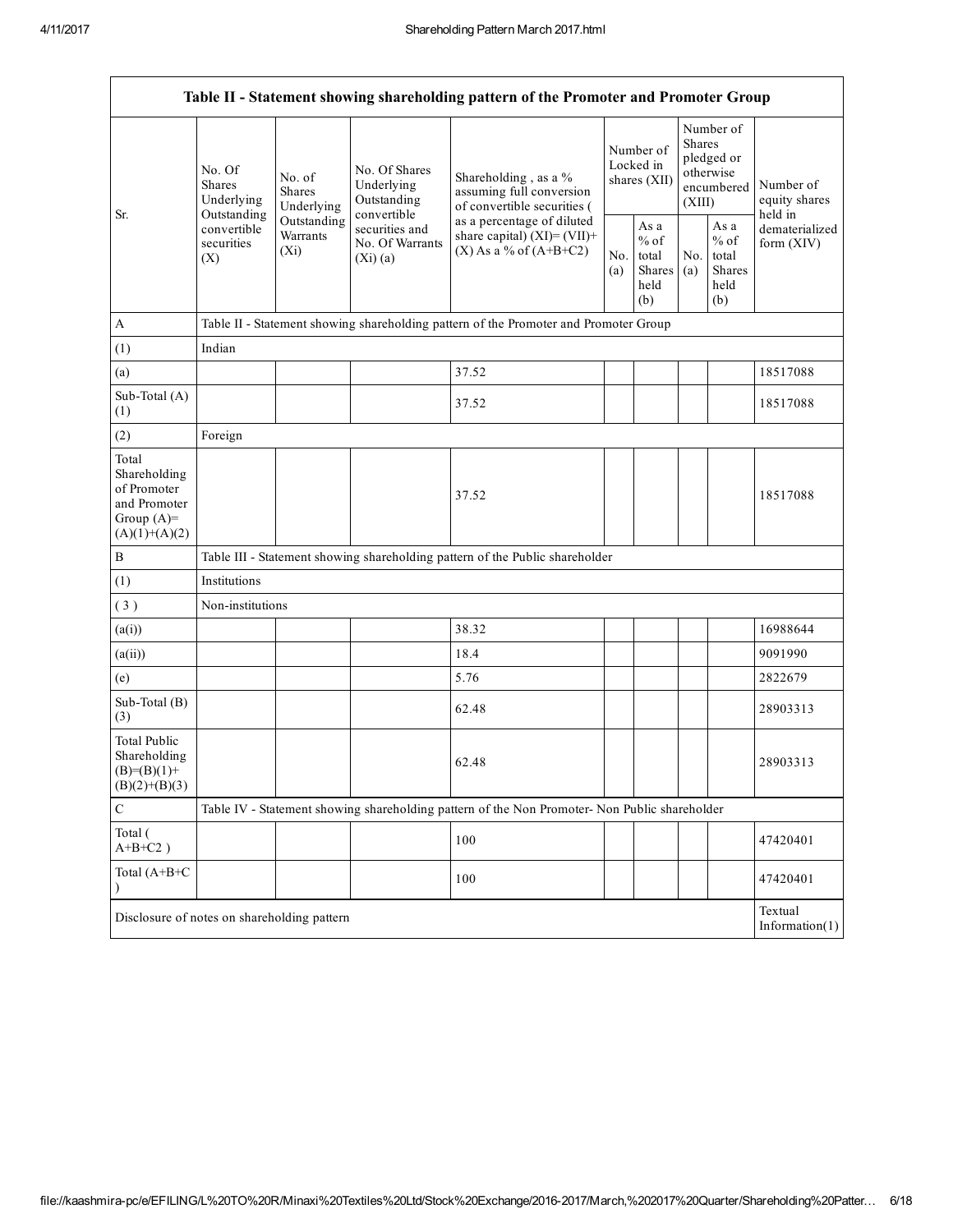| Table II - Statement showing shareholding pattern of the Promoter and Promoter Group | | | | | | | | | |
|---|---|---|---|---|---|---|---|---|---|
| Sr. | No. Of Shares Underlying Outstanding convertible securities (X) | No. of Shares Underlying Outstanding Warrants (Xi) | No. Of Shares Underlying Outstanding convertible securities and No. Of Warrants (Xi) (a) | Shareholding , as a % assuming full conversion of convertible securities ( as a percentage of diluted share capital) (XI)= (VII)+(X) As a % of (A+B+C2) | Number of Locked in shares (XII) | | Number of Shares pledged or otherwise encumbered (XIII) | | Number of equity shares held in dematerialized form (XIV) |
| | | | | | No. (a) | As a % of total Shares held (b) | No. (a) | As a % of total Shares held (b) | |
| A | Table II - Statement showing shareholding pattern of the Promoter and Promoter Group | | | | | | | | |
| (1) | Indian | | | | | | | | |
| (a) | | | | 37.52 | | | | | 18517088 |
| Sub-Total (A) (1) | | | | 37.52 | | | | | 18517088 |
| (2) | Foreign | | | | | | | | |
| Total Shareholding of Promoter and Promoter Group (A)=(A)(1)+(A)(2) | | | | 37.52 | | | | | 18517088 |
| B | Table III - Statement showing shareholding pattern of the Public shareholder | | | | | | | | |
| (1) | Institutions | | | | | | | | |
| ( 3 ) | Non-institutions | | | | | | | | |
| (a(i)) | | | | 38.32 | | | | | 16988644 |
| (a(ii)) | | | | 18.4 | | | | | 9091990 |
| (e) | | | | 5.76 | | | | | 2822679 |
| Sub-Total (B) (3) | | | | 62.48 | | | | | 28903313 |
| Total Public Shareholding (B)=(B)(1)+(B)(2)+(B)(3) | | | | 62.48 | | | | | 28903313 |
| C | Table IV - Statement showing shareholding pattern of the Non Promoter- Non Public shareholder | | | | | | | | |
| Total ( A+B+C2 ) | | | | 100 | | | | | 47420401 |
| Total (A+B+C ) | | | | 100 | | | | | 47420401 |
| Disclosure of notes on shareholding pattern | | | | | | | | | Textual Information(1) |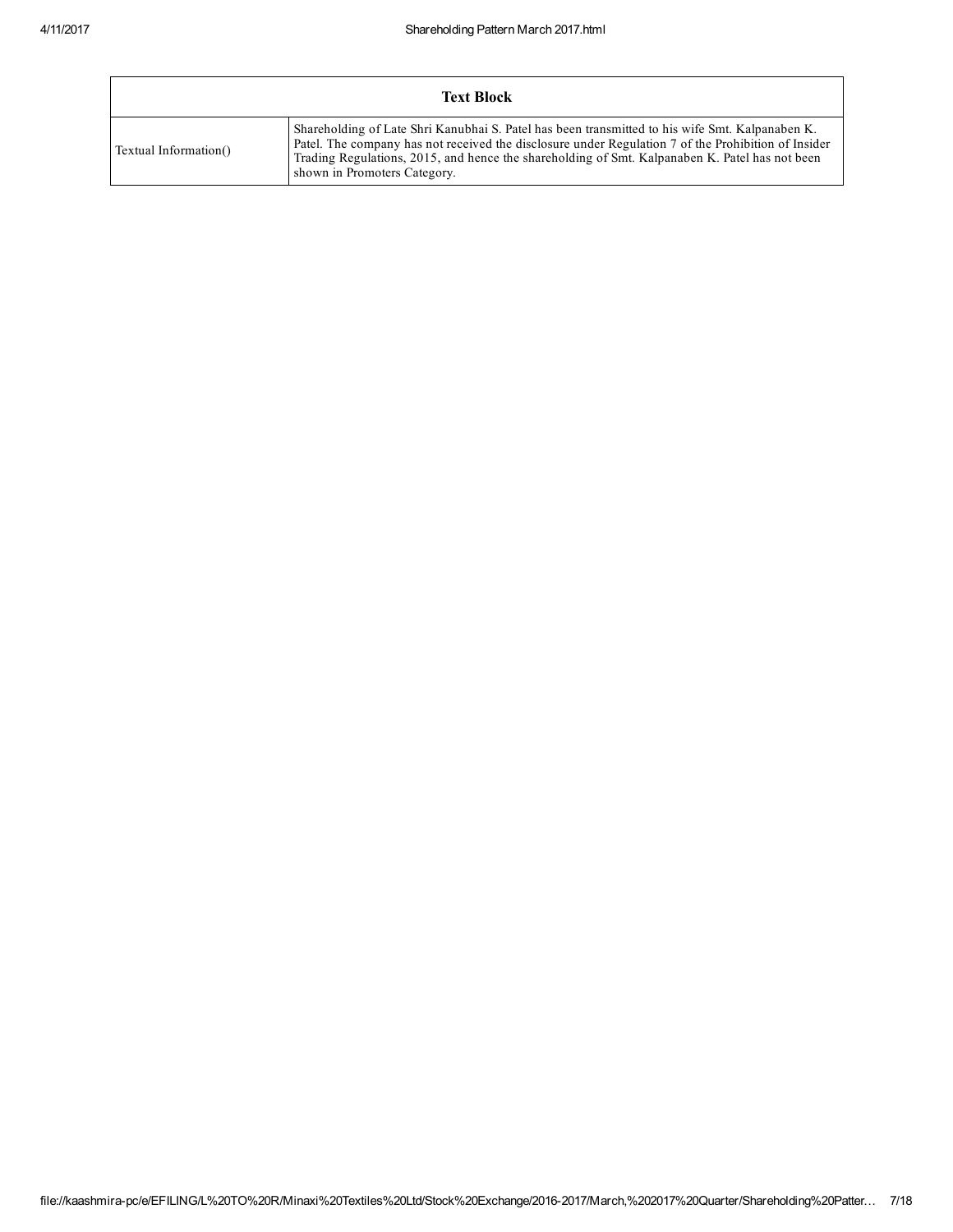| Text Block | |
|---|---|
| Textual Information() | Shareholding of Late Shri Kanubhai S. Patel has been transmitted to his wife Smt. Kalpanaben K. Patel. The company has not received the disclosure under Regulation 7 of the Prohibition of Insider Trading Regulations, 2015, and hence the shareholding of Smt. Kalpanaben K. Patel has not been shown in Promoters Category. |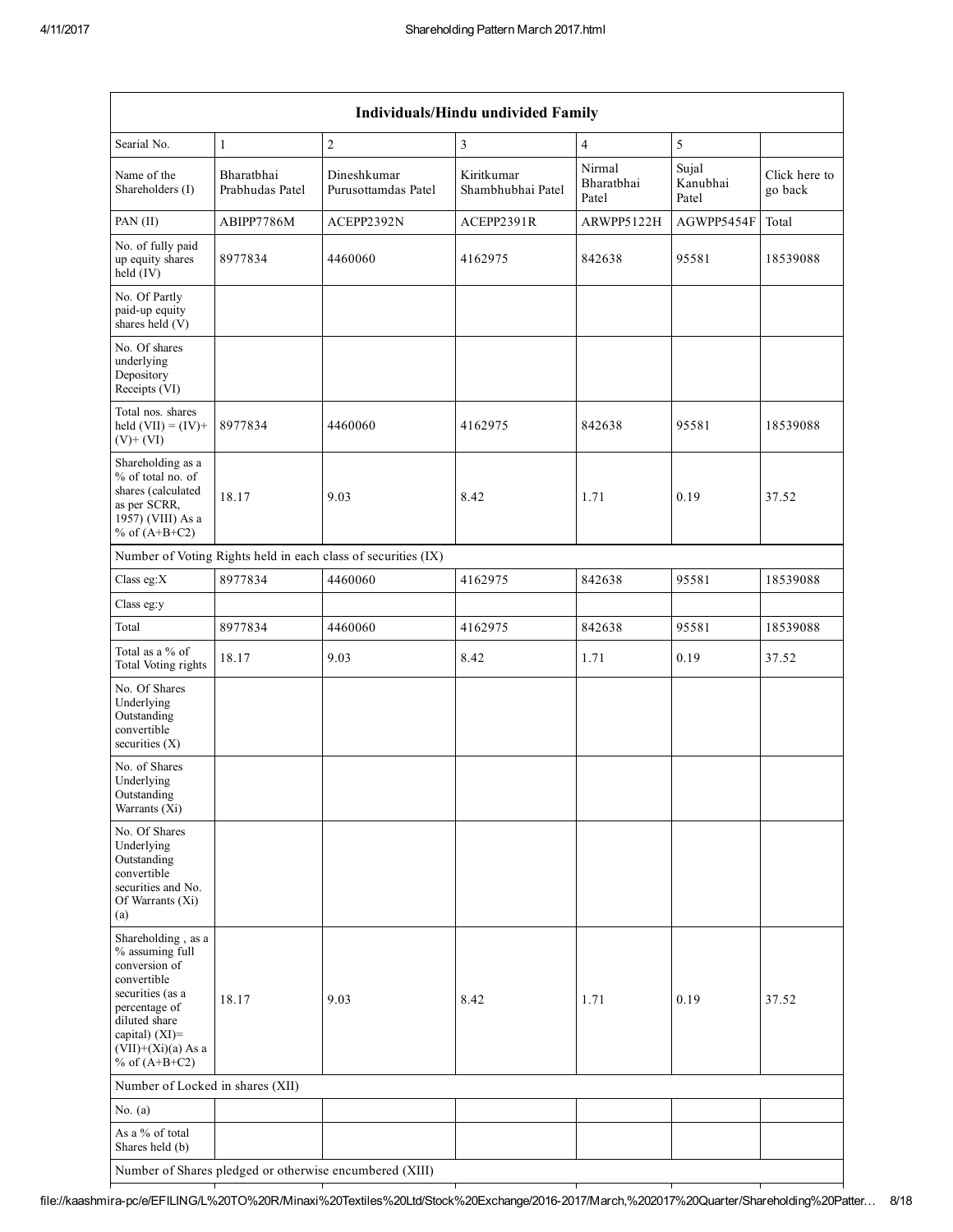| Individuals/Hindu undivided Family | | | | | | |
|---|---|---|---|---|---|---|
| Searial No. | 1 | 2 | 3 | 4 | 5 | |
| Name of the Shareholders (I) | Bharatbhai Prabhudas Patel | Dineshkumar Purusottamdas Patel | Kiritkumar Shambhubhai Patel | Nirmal Bharatbhai Patel | Sujal Kanubhai Patel | Click here to go back |
| PAN (II) | ABIPP7786M | ACEPP2392N | ACEPP2391R | ARWPP5122H | AGWPP5454F | Total |
| No. of fully paid up equity shares held (IV) | 8977834 | 4460060 | 4162975 | 842638 | 95581 | 18539088 |
| No. Of Partly paid-up equity shares held (V) | | | | | | |
| No. Of shares underlying Depository Receipts (VI) | | | | | | |
| Total nos. shares held (VII) = (IV)+ (V)+ (VI) | 8977834 | 4460060 | 4162975 | 842638 | 95581 | 18539088 |
| Shareholding as a % of total no. of shares (calculated as per SCRR, 1957) (VIII) As a % of (A+B+C2) | 18.17 | 9.03 | 8.42 | 1.71 | 0.19 | 37.52 |
| Number of Voting Rights held in each class of securities (IX) | | | | | | |
| Class eg:X | 8977834 | 4460060 | 4162975 | 842638 | 95581 | 18539088 |
| Class eg:y | | | | | | |
| Total | 8977834 | 4460060 | 4162975 | 842638 | 95581 | 18539088 |
| Total as a % of Total Voting rights | 18.17 | 9.03 | 8.42 | 1.71 | 0.19 | 37.52 |
| No. Of Shares Underlying Outstanding convertible securities (X) | | | | | | |
| No. of Shares Underlying Outstanding Warrants (Xi) | | | | | | |
| No. Of Shares Underlying Outstanding convertible securities and No. Of Warrants (Xi) (a) | | | | | | |
| Shareholding , as a % assuming full conversion of convertible securities (as a percentage of diluted share capital) (XI)= (VII)+(Xi)(a) As a % of (A+B+C2) | 18.17 | 9.03 | 8.42 | 1.71 | 0.19 | 37.52 |
| Number of Locked in shares (XII) | | | | | | |
| No. (a) | | | | | | |
| As a % of total Shares held (b) | | | | | | |
| Number of Shares pledged or otherwise encumbered (XIII) | | | | | | |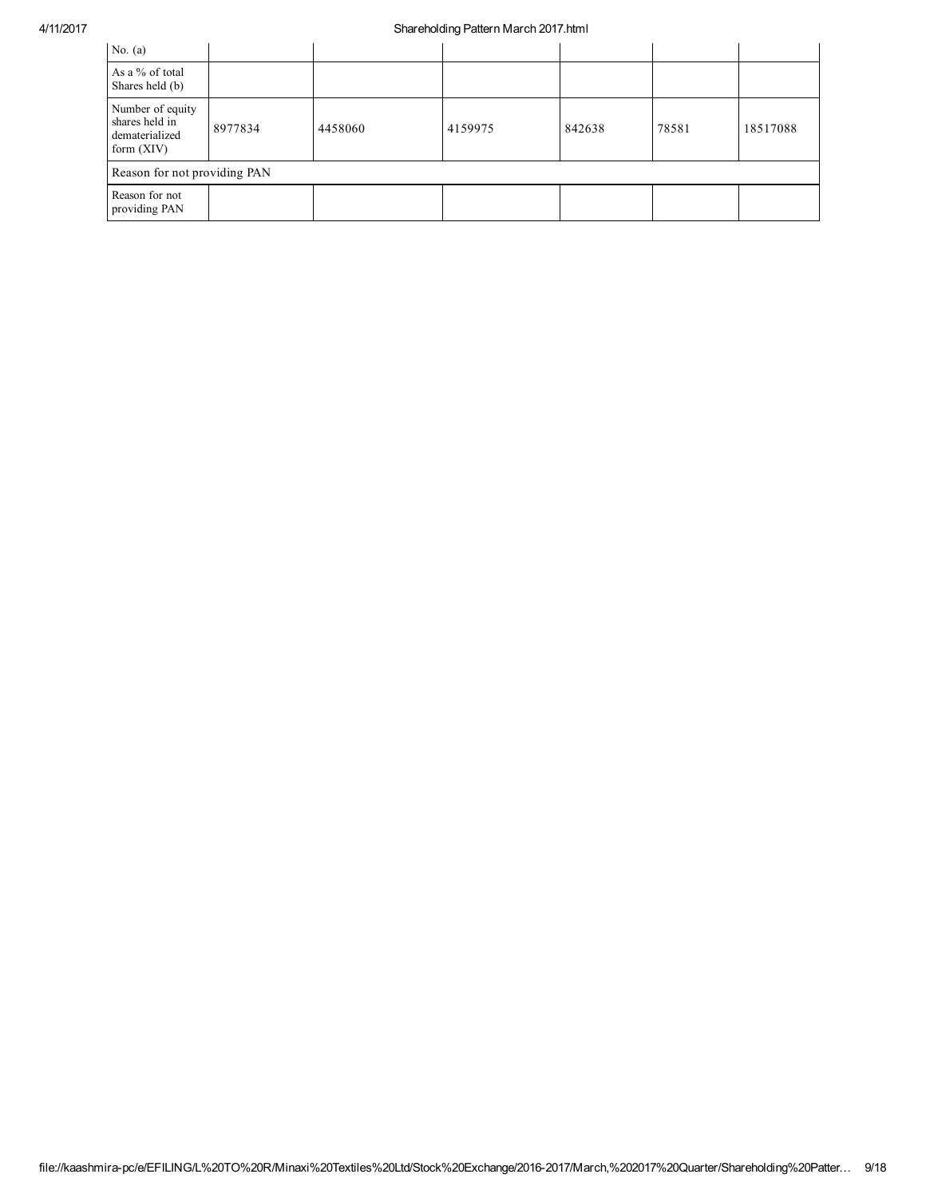| No. (a) | | | | | | |
|---|---|---|---|---|---|---|
| As a % of total Shares held (b) | | | | | | |
| Number of equity shares held in dematerialized form (XIV) | 8977834 | 4458060 | 4159975 | 842638 | 78581 | 18517088 |
| Reason for not providing PAN | | | | | | |
| Reason for not providing PAN | | | | | | |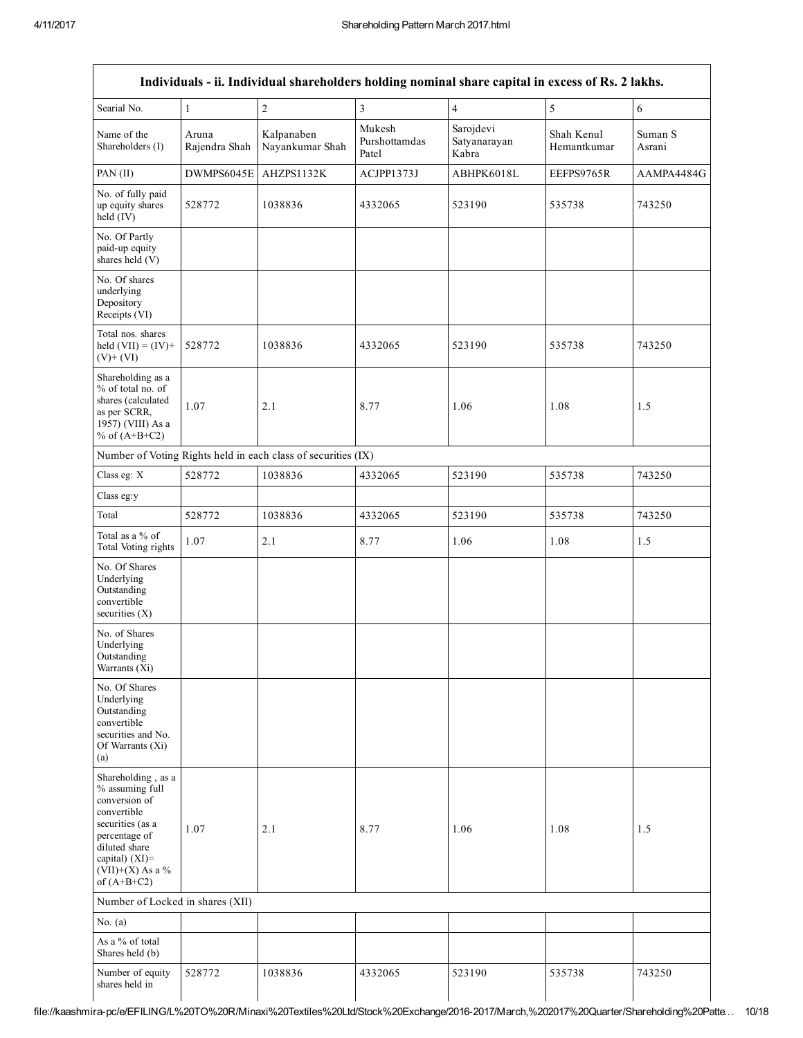| Individuals - ii. Individual shareholders holding nominal share capital in excess of Rs. 2 lakhs. | | | | | | |
|---|---|---|---|---|---|---|
| Searial No. | 1 | 2 | 3 | 4 | 5 | 6 |
| Name of the Shareholders (I) | Aruna Rajendra Shah | Kalpanaben Nayankumar Shah | Mukesh Purshottamdas Patel | Sarojdevi Satyanarayan Kabra | Shah Kenul Hemantkumar | Suman S Asrani |
| PAN (II) | DWMPS6045E | AHZPS1132K | ACJPP1373J | ABHPK6018L | EEFPS9765R | AAMPA4484G |
| No. of fully paid up equity shares held (IV) | 528772 | 1038836 | 4332065 | 523190 | 535738 | 743250 |
| No. Of Partly paid-up equity shares held (V) | | | | | | |
| No. Of shares underlying Depository Receipts (VI) | | | | | | |
| Total nos. shares held (VII) = (IV)+ (V)+ (VI) | 528772 | 1038836 | 4332065 | 523190 | 535738 | 743250 |
| Shareholding as a % of total no. of shares (calculated as per SCRR, 1957) (VIII) As a % of (A+B+C2) | 1.07 | 2.1 | 8.77 | 1.06 | 1.08 | 1.5 |
| Number of Voting Rights held in each class of securities (IX) | | | | | | |
| Class eg: X | 528772 | 1038836 | 4332065 | 523190 | 535738 | 743250 |
| Class eg:y | | | | | | |
| Total | 528772 | 1038836 | 4332065 | 523190 | 535738 | 743250 |
| Total as a % of Total Voting rights | 1.07 | 2.1 | 8.77 | 1.06 | 1.08 | 1.5 |
| No. Of Shares Underlying Outstanding convertible securities (X) | | | | | | |
| No. of Shares Underlying Outstanding Warrants (Xi) | | | | | | |
| No. Of Shares Underlying Outstanding convertible securities and No. Of Warrants (Xi) (a) | | | | | | |
| Shareholding , as a % assuming full conversion of convertible securities (as a percentage of diluted share capital) (XI)= (VII)+(X) As a % of (A+B+C2) | 1.07 | 2.1 | 8.77 | 1.06 | 1.08 | 1.5 |
| Number of Locked in shares (XII) | | | | | | |
| No. (a) | | | | | | |
| As a % of total Shares held (b) | | | | | | |
| Number of equity shares held in | 528772 | 1038836 | 4332065 | 523190 | 535738 | 743250 |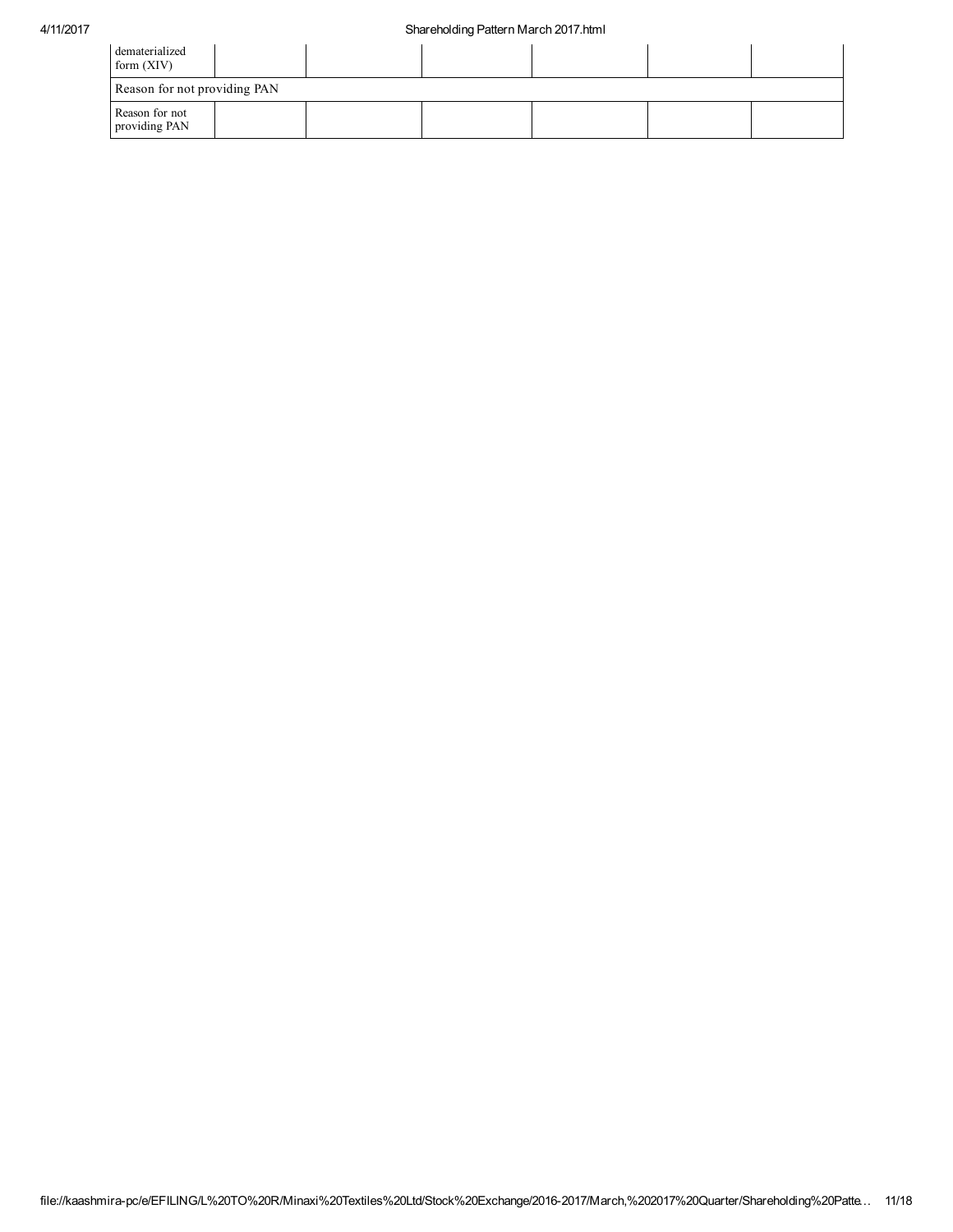| | | | | | | |
|---|---|---|---|---|---|---|
| dematerialized form (XIV) | | | | | | |
| Reason for not providing PAN | | | | | | |
| Reason for not providing PAN | | | | | | |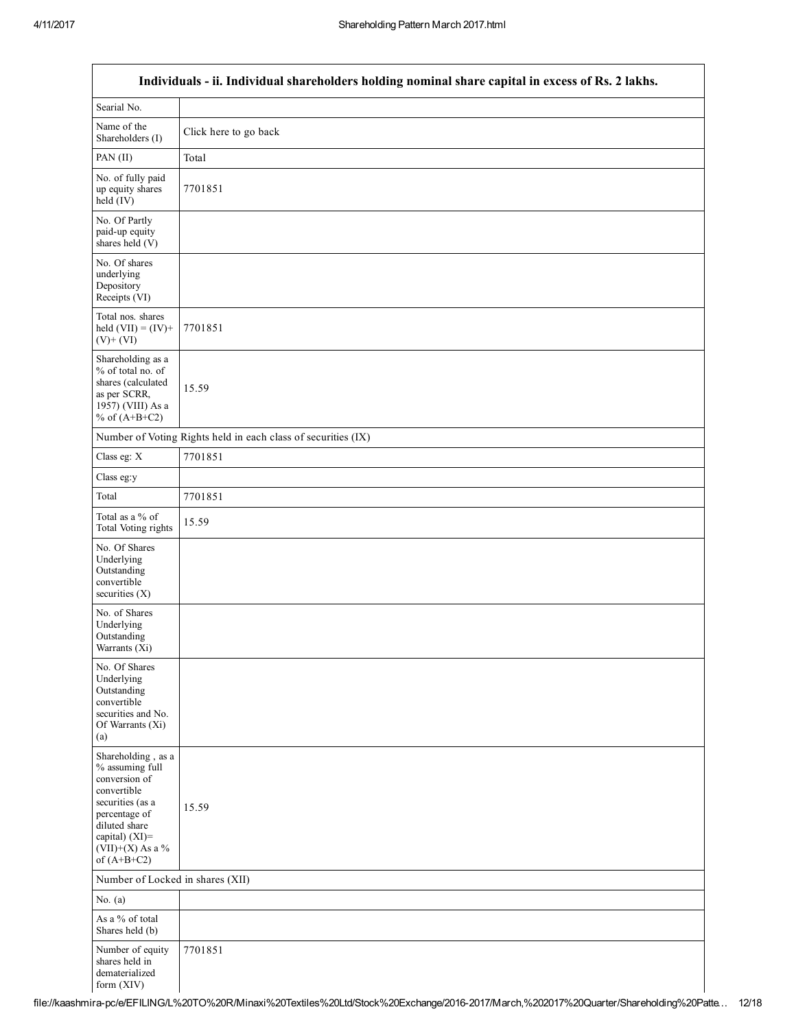| Individuals - ii. Individual shareholders holding nominal share capital in excess of Rs. 2 lakhs. | |
|---|---|
| Searial No. | |
| Name of the Shareholders (I) | Click here to go back |
| PAN (II) | Total |
| No. of fully paid up equity shares held (IV) | 7701851 |
| No. Of Partly paid-up equity shares held (V) | |
| No. Of shares underlying Depository Receipts (VI) | |
| Total nos. shares held (VII) = (IV)+ (V)+ (VI) | 7701851 |
| Shareholding as a % of total no. of shares (calculated as per SCRR, 1957) (VIII) As a % of (A+B+C2) | 15.59 |
| Number of Voting Rights held in each class of securities (IX) | |
| Class eg: X | 7701851 |
| Class eg:y | |
| Total | 7701851 |
| Total as a % of Total Voting rights | 15.59 |
| No. Of Shares Underlying Outstanding convertible securities (X) | |
| No. of Shares Underlying Outstanding Warrants (Xi) | |
| No. Of Shares Underlying Outstanding convertible securities and No. Of Warrants (Xi) (a) | |
| Shareholding , as a % assuming full conversion of convertible securities (as a percentage of diluted share capital) (XI)= (VII)+(X) As a % of (A+B+C2) | 15.59 |
| Number of Locked in shares (XII) | |
| No. (a) | |
| As a % of total Shares held (b) | |
| Number of equity shares held in dematerialized form (XIV) | 7701851 |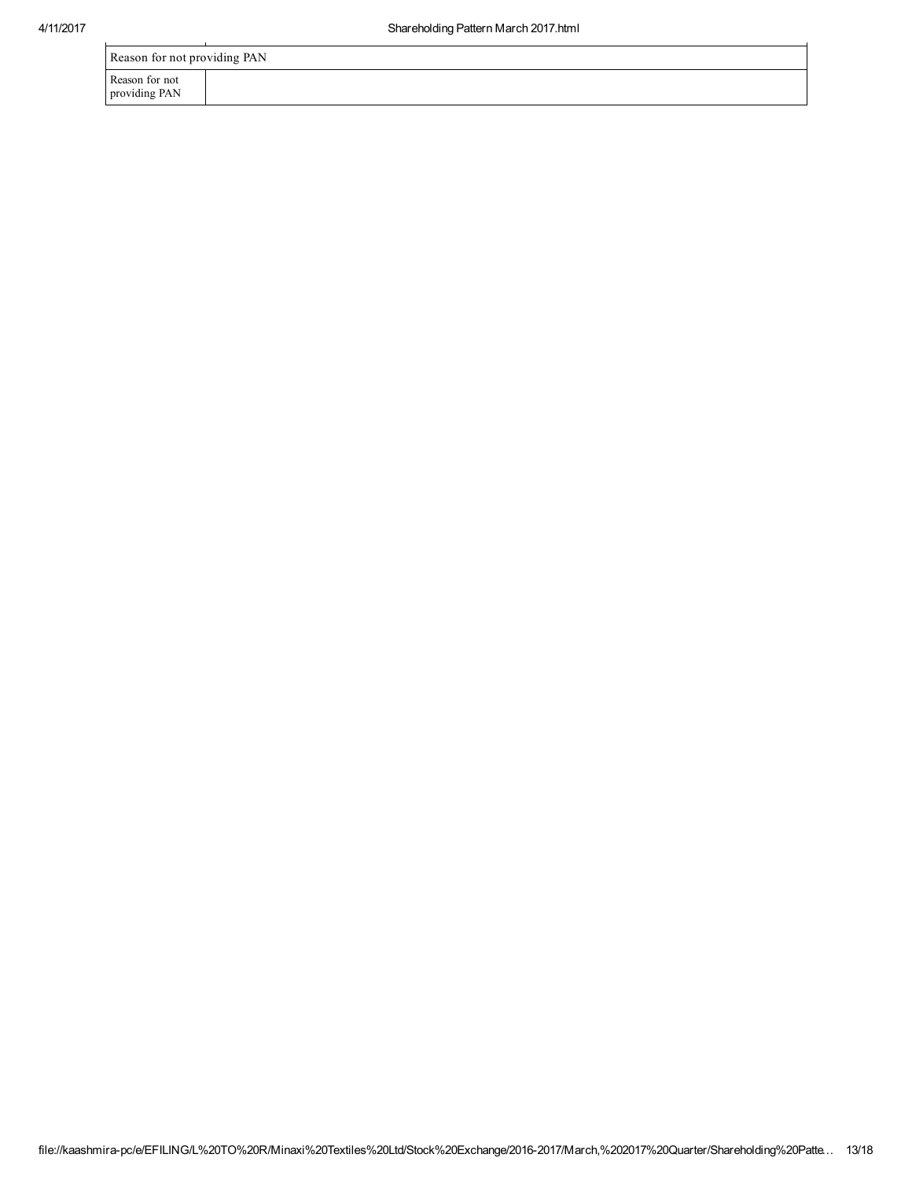| Reason for not providing PAN | |
|---|---|
| Reason for not providing PAN | |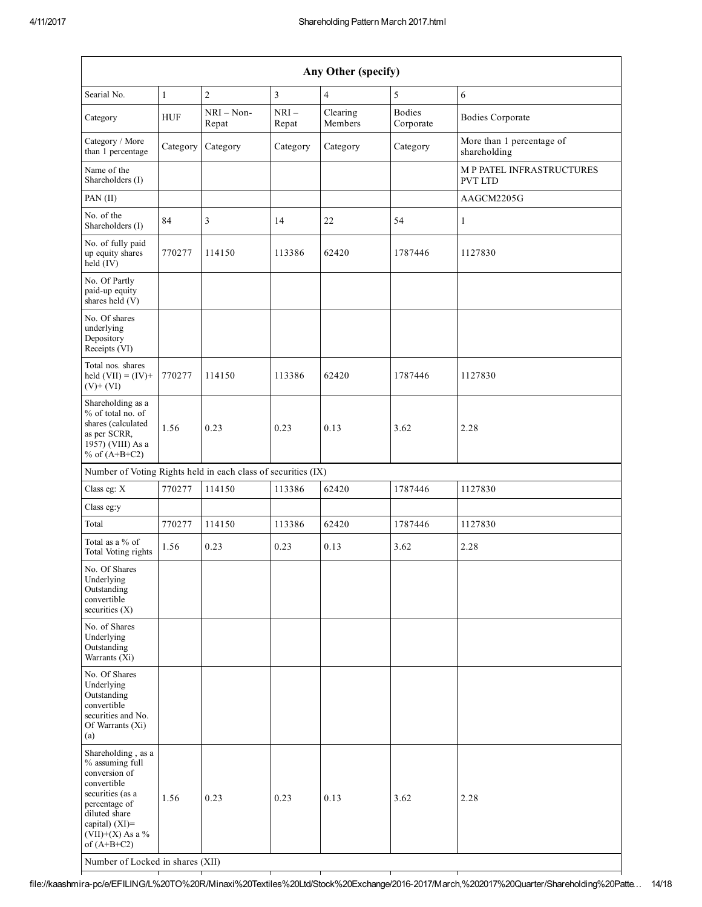| Any Other (specify) | | | | | | |
|---|---|---|---|---|---|---|
| Searial No. | 1 | 2 | 3 | 4 | 5 | 6 |
| Category | HUF | NRI – Non-Repat | NRI – Repat | Clearing Members | Bodies Corporate | Bodies Corporate |
| Category / More than 1 percentage | Category | Category | Category | Category | Category | More than 1 percentage of shareholding |
| Name of the Shareholders (I) | | | | | | M P PATEL INFRASTRUCTURES PVT LTD |
| PAN (II) | | | | | | AAGCM2205G |
| No. of the Shareholders (I) | 84 | 3 | 14 | 22 | 54 | 1 |
| No. of fully paid up equity shares held (IV) | 770277 | 114150 | 113386 | 62420 | 1787446 | 1127830 |
| No. Of Partly paid-up equity shares held (V) | | | | | | |
| No. Of shares underlying Depository Receipts (VI) | | | | | | |
| Total nos. shares held (VII) = (IV)+ (V)+ (VI) | 770277 | 114150 | 113386 | 62420 | 1787446 | 1127830 |
| Shareholding as a % of total no. of shares (calculated as per SCRR, 1957) (VIII) As a % of (A+B+C2) | 1.56 | 0.23 | 0.23 | 0.13 | 3.62 | 2.28 |
| Number of Voting Rights held in each class of securities (IX) | | | | | | |
| Class eg: X | 770277 | 114150 | 113386 | 62420 | 1787446 | 1127830 |
| Class eg:y | | | | | | |
| Total | 770277 | 114150 | 113386 | 62420 | 1787446 | 1127830 |
| Total as a % of Total Voting rights | 1.56 | 0.23 | 0.23 | 0.13 | 3.62 | 2.28 |
| No. Of Shares Underlying Outstanding convertible securities (X) | | | | | | |
| No. of Shares Underlying Outstanding Warrants (Xi) | | | | | | |
| No. Of Shares Underlying Outstanding convertible securities and No. Of Warrants (Xi) (a) | | | | | | |
| Shareholding , as a % assuming full conversion of convertible securities (as a percentage of diluted share capital) (XI)= (VII)+(X) As a % of (A+B+C2) | 1.56 | 0.23 | 0.23 | 0.13 | 3.62 | 2.28 |
| Number of Locked in shares (XII) | | | | | | |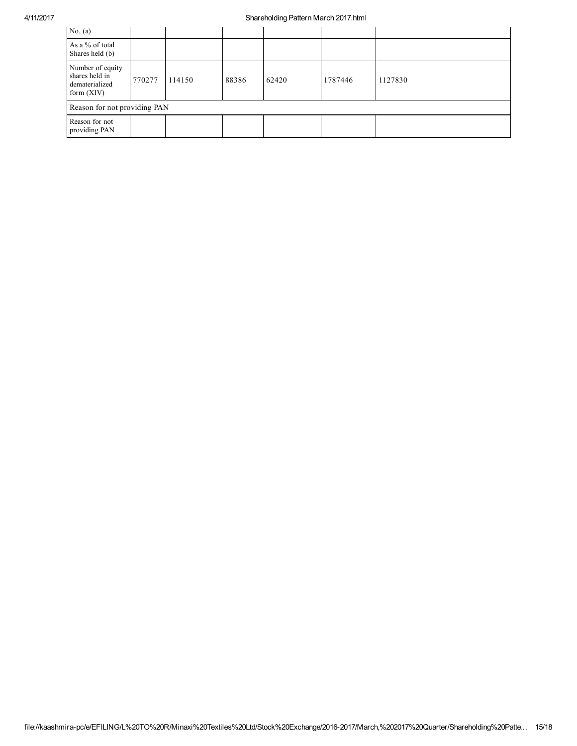| No. (a) | | | | | | |
|---|---|---|---|---|---|---|
| As a % of total Shares held (b) | | | | | | |
| Number of equity shares held in dematerialized form (XIV) | 770277 | 114150 | 88386 | 62420 | 1787446 | 1127830 |
| Reason for not providing PAN | | | | | | |
| Reason for not providing PAN | | | | | | |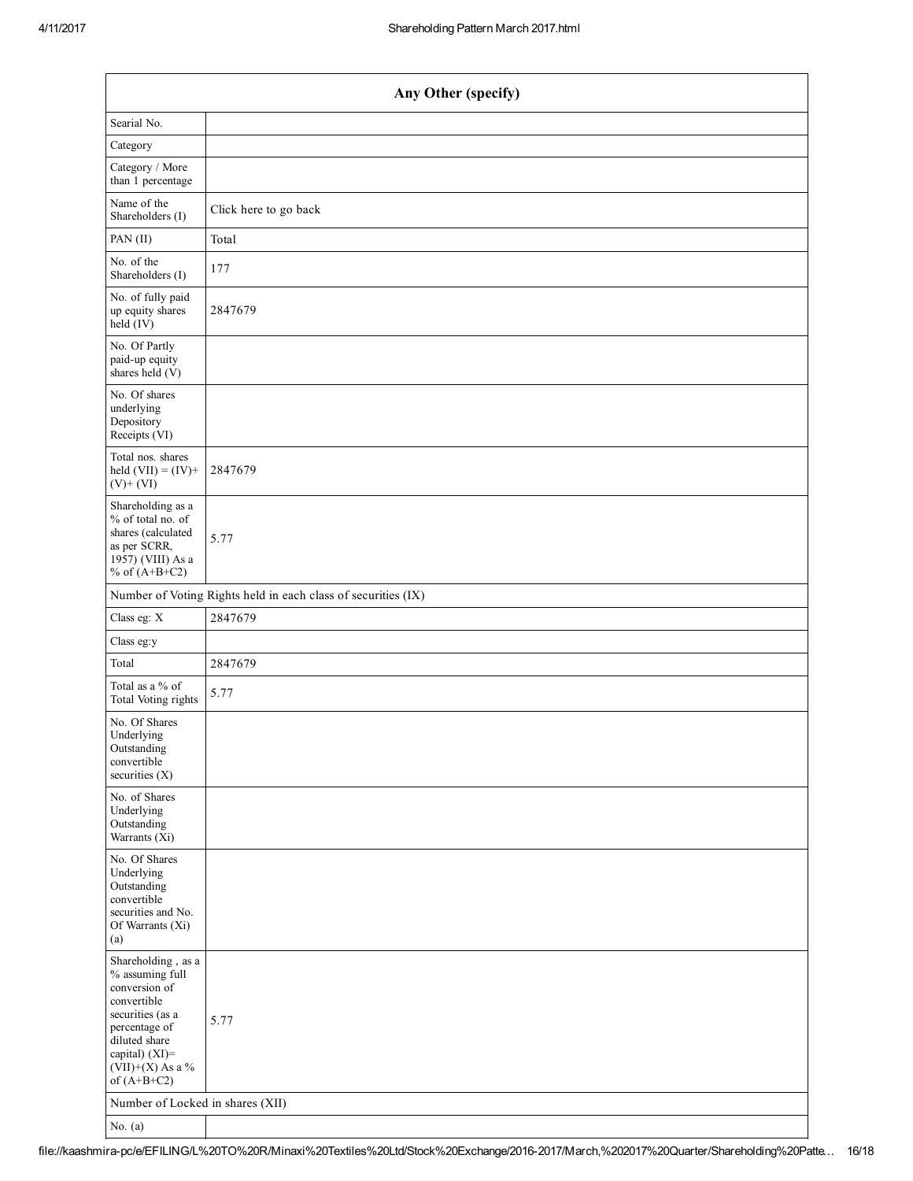| Any Other (specify) | |
|---|---|
| Searial No. | |
| Category | |
| Category / More than 1 percentage | |
| Name of the Shareholders (I) | Click here to go back |
| PAN (II) | Total |
| No. of the Shareholders (I) | 177 |
| No. of fully paid up equity shares held (IV) | 2847679 |
| No. Of Partly paid-up equity shares held (V) | |
| No. Of shares underlying Depository Receipts (VI) | |
| Total nos. shares held (VII) = (IV)+ (V)+ (VI) | 2847679 |
| Shareholding as a % of total no. of shares (calculated as per SCRR, 1957) (VIII) As a % of (A+B+C2) | 5.77 |
| Number of Voting Rights held in each class of securities (IX) | |
| Class eg: X | 2847679 |
| Class eg:y | |
| Total | 2847679 |
| Total as a % of Total Voting rights | 5.77 |
| No. Of Shares Underlying Outstanding convertible securities (X) | |
| No. of Shares Underlying Outstanding Warrants (Xi) | |
| No. Of Shares Underlying Outstanding convertible securities and No. Of Warrants (Xi) (a) | |
| Shareholding , as a % assuming full conversion of convertible securities (as a percentage of diluted share capital) (XI)= (VII)+(X) As a % of (A+B+C2) | 5.77 |
| Number of Locked in shares (XII) | |
| No. (a) | |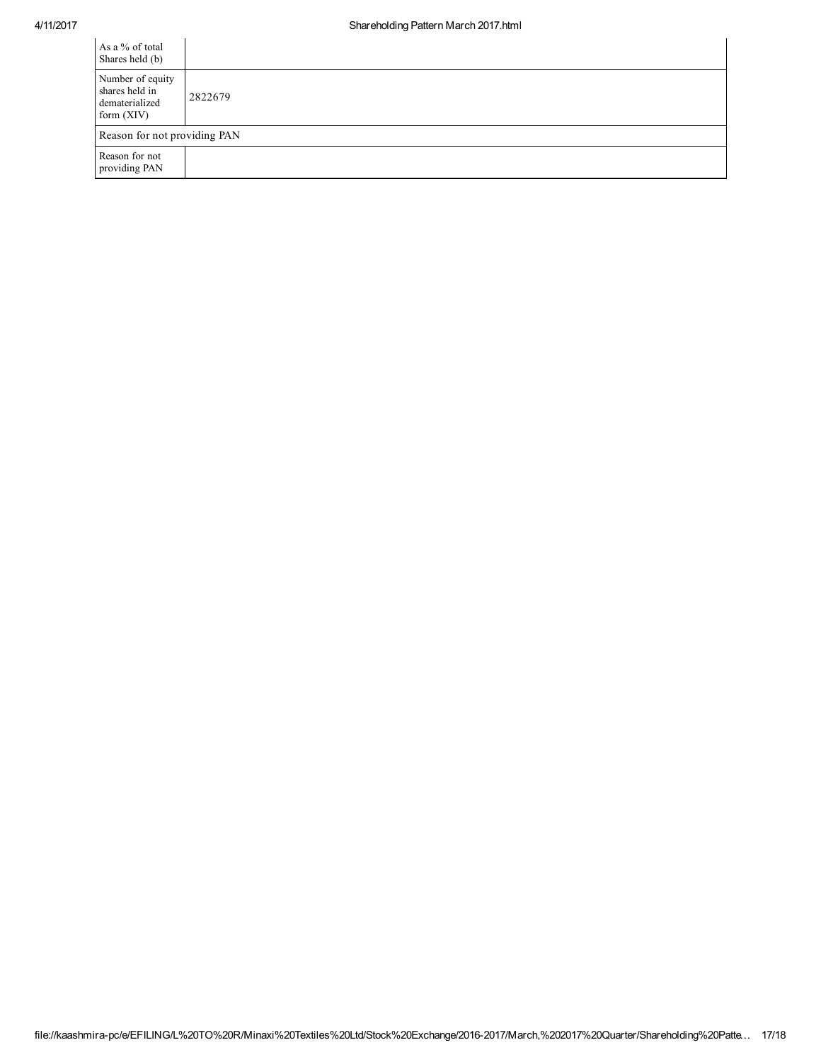| | |
|---|---|
| As a % of total Shares held (b) | |
| Number of equity shares held in dematerialized form (XIV) | 2822679 |
| Reason for not providing PAN | |
| Reason for not providing PAN | |